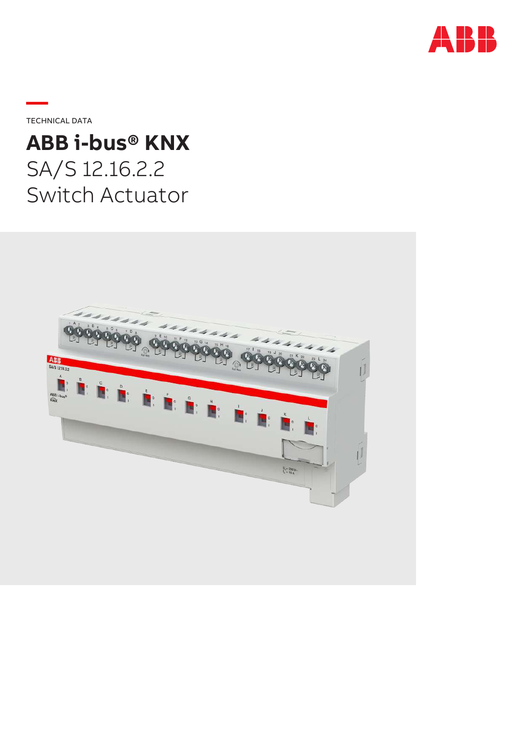TECHNICAL DATA

# ABB i-bus® KNX

SA/S 12.16.2.2
Switch Actuator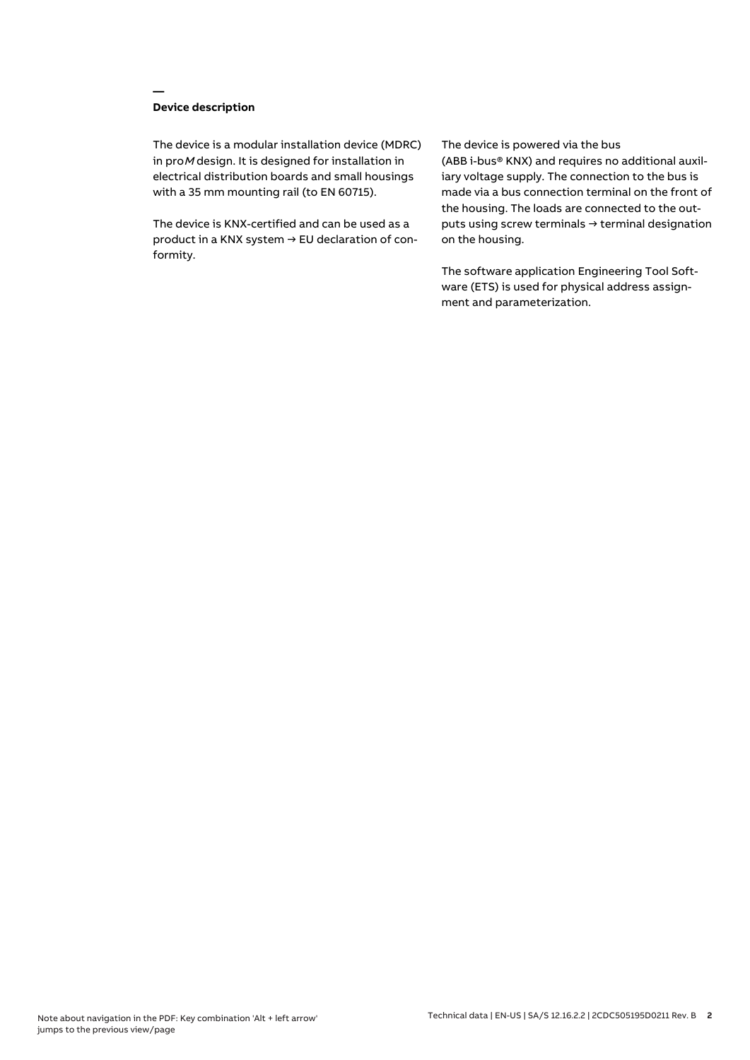## Device description

The device is a modular installation device (MDRC) in pro*M* design. It is designed for installation in electrical distribution boards and small housings with a 35 mm mounting rail (to EN 60715).

The device is KNX-certified and can be used as a product in a KNX system → EU declaration of conformity.

The device is powered via the bus (ABB i-bus® KNX) and requires no additional auxiliary voltage supply. The connection to the bus is made via a bus connection terminal on the front of the housing. The loads are connected to the outputs using screw terminals → terminal designation on the housing.

The software application Engineering Tool Software (ETS) is used for physical address assignment and parameterization.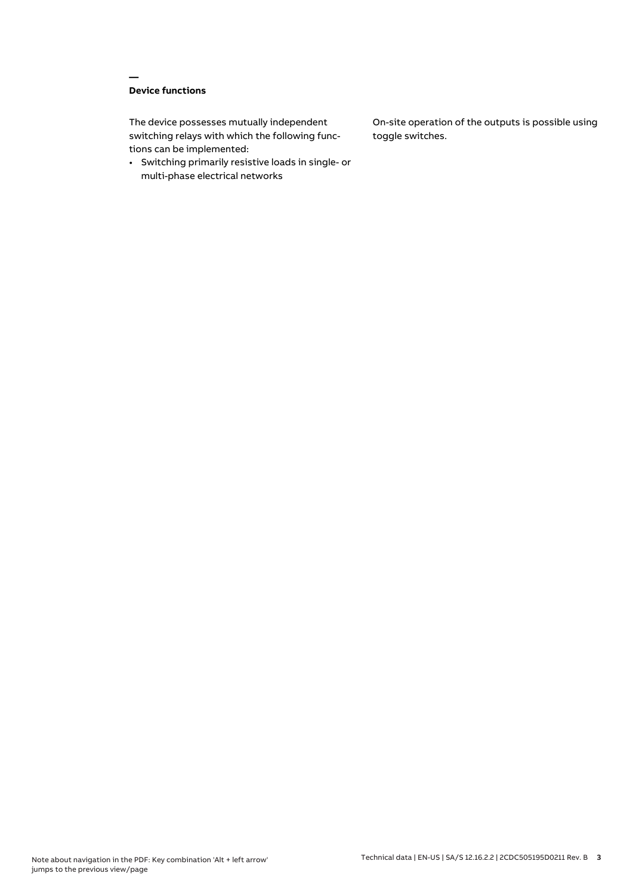## Device functions

The device possesses mutually independent switching relays with which the following functions can be implemented:

- Switching primarily resistive loads in single- or multi-phase electrical networks

On-site operation of the outputs is possible using toggle switches.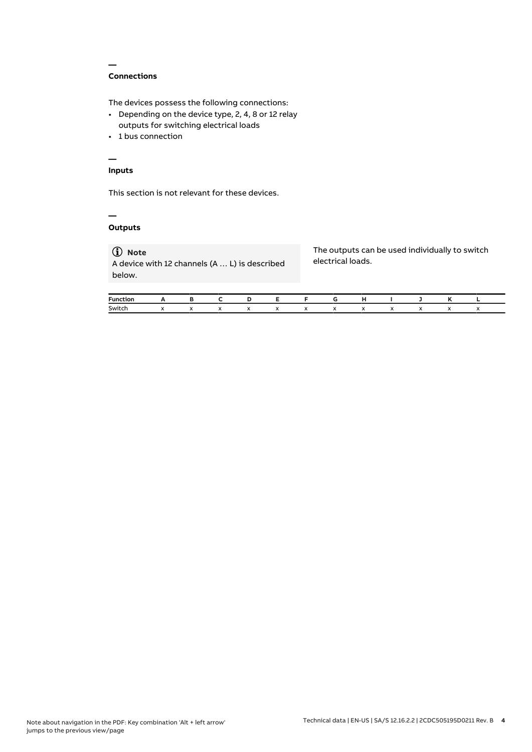## Connections

The devices possess the following connections:

- Depending on the device type, 2, 4, 8 or 12 relay outputs for switching electrical loads
- 1 bus connection

## Inputs

This section is not relevant for these devices.

## Outputs

> **Note**
> A device with 12 channels (A … L) is described below.

The outputs can be used individually to switch electrical loads.

| Function | A | B | C | D | E | F | G | H | I | J | K | L |
|---|---|---|---|---|---|---|---|---|---|---|---|---|
| Switch | x | x | x | x | x | x | x | x | x | x | x | x |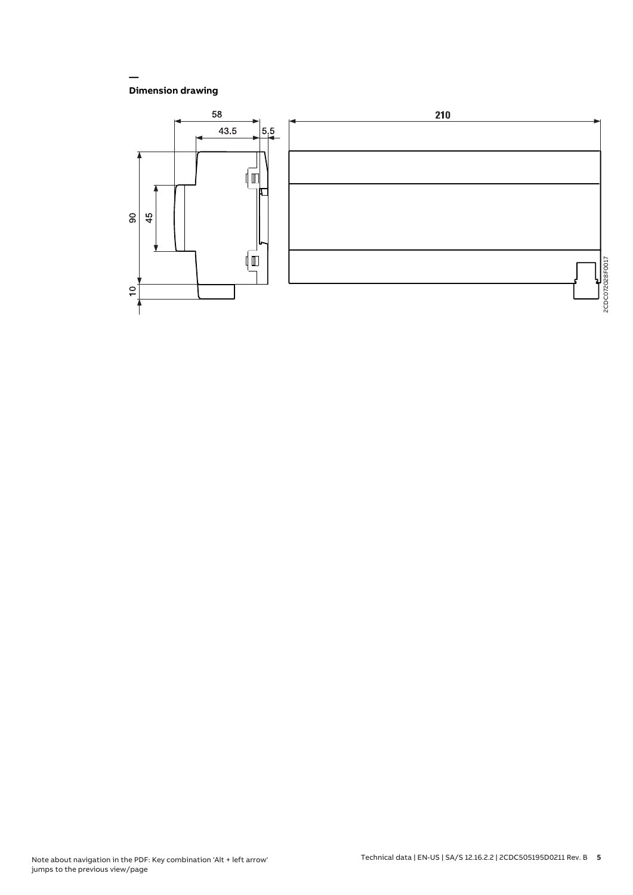## Dimension drawing

58

43.5

5.5

210

90

45

10

2CDC072028F0017

Note about navigation in the PDF: Key combination 'Alt + left arrow' jumps to the previous view/page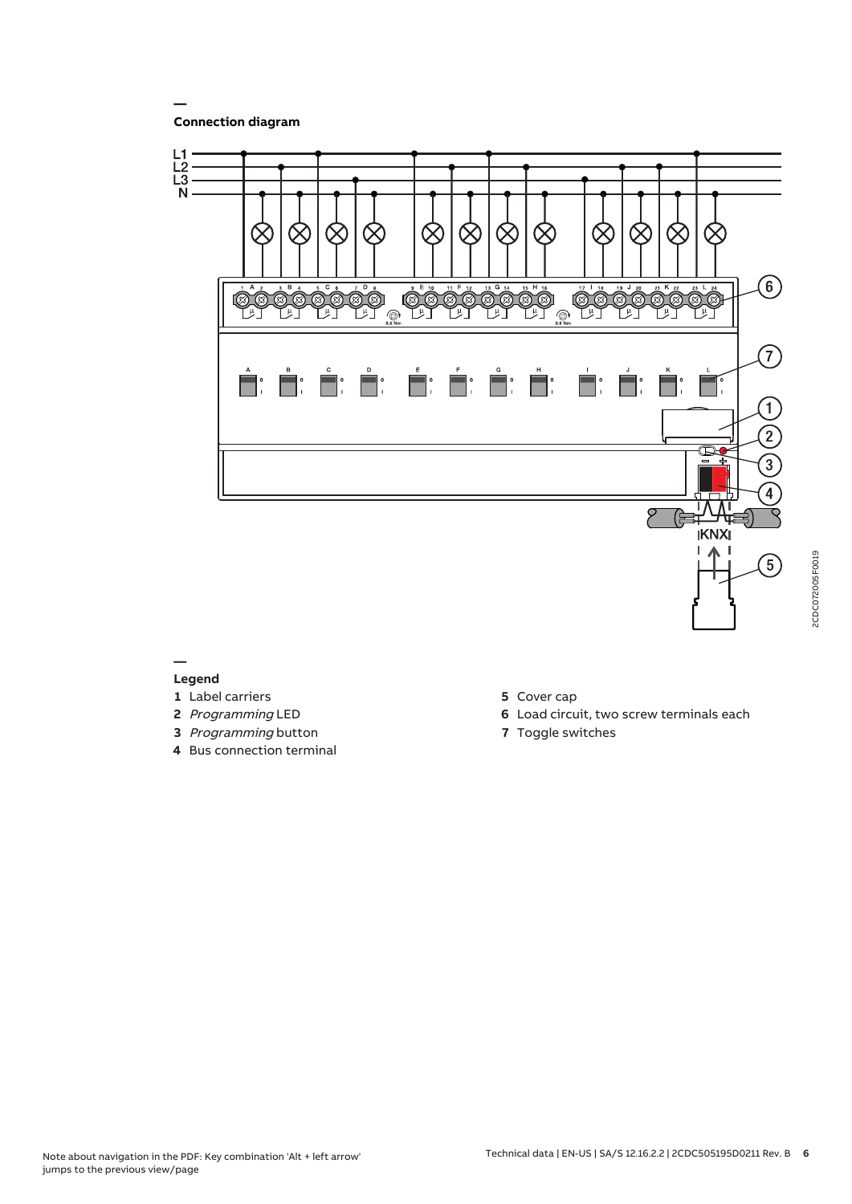## Connection diagram

## Legend

**1** Label carriers

**2** *Programming* LED

**3** *Programming* button

**4** Bus connection terminal

**5** Cover cap

**6** Load circuit, two screw terminals each

**7** Toggle switches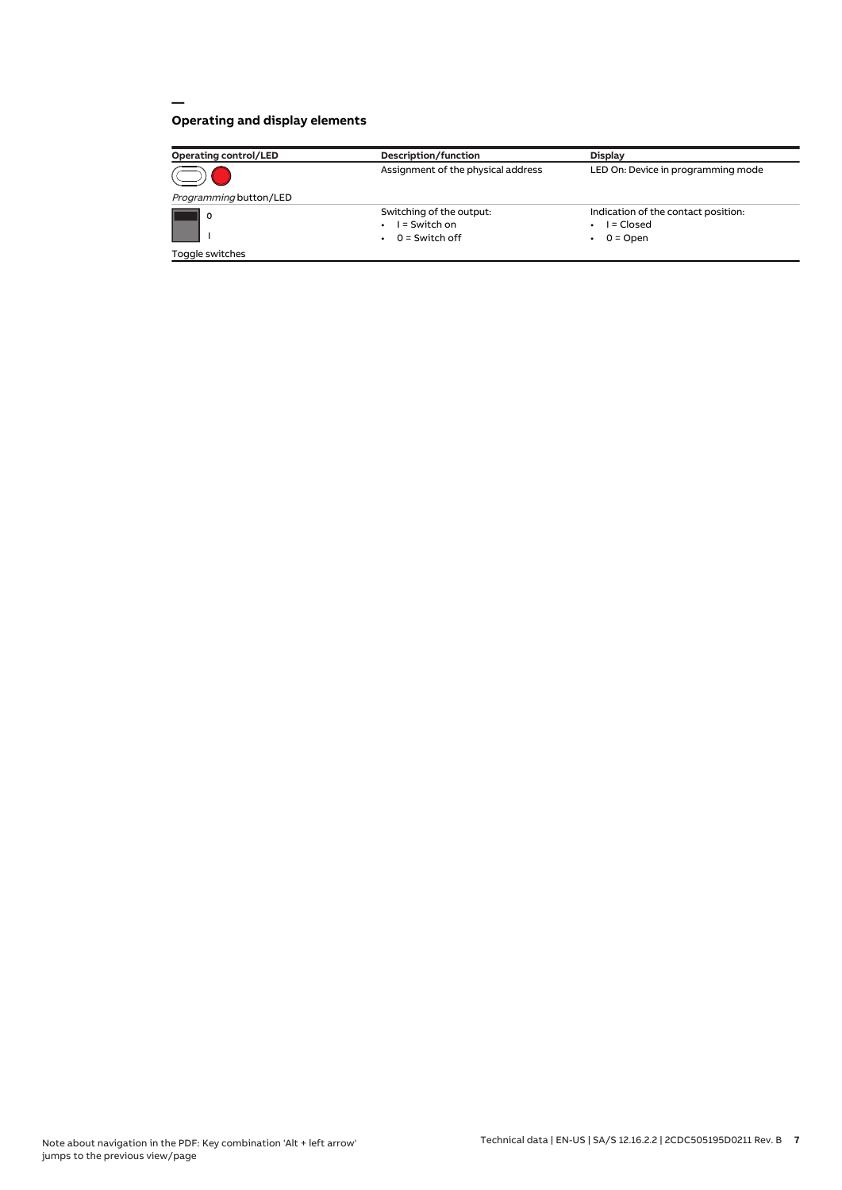## Operating and display elements

| Operating control/LED | Description/function | Display |
| --- | --- | --- |
| *Programming* button/LED | Assignment of the physical address | LED On: Device in programming mode |
| 0<br>I<br>Toggle switches | Switching of the output:<br>• I = Switch on<br>• 0 = Switch off | Indication of the contact position:<br>• I = Closed<br>• 0 = Open |

Note about navigation in the PDF: Key combination 'Alt + left arrow' jumps to the previous view/page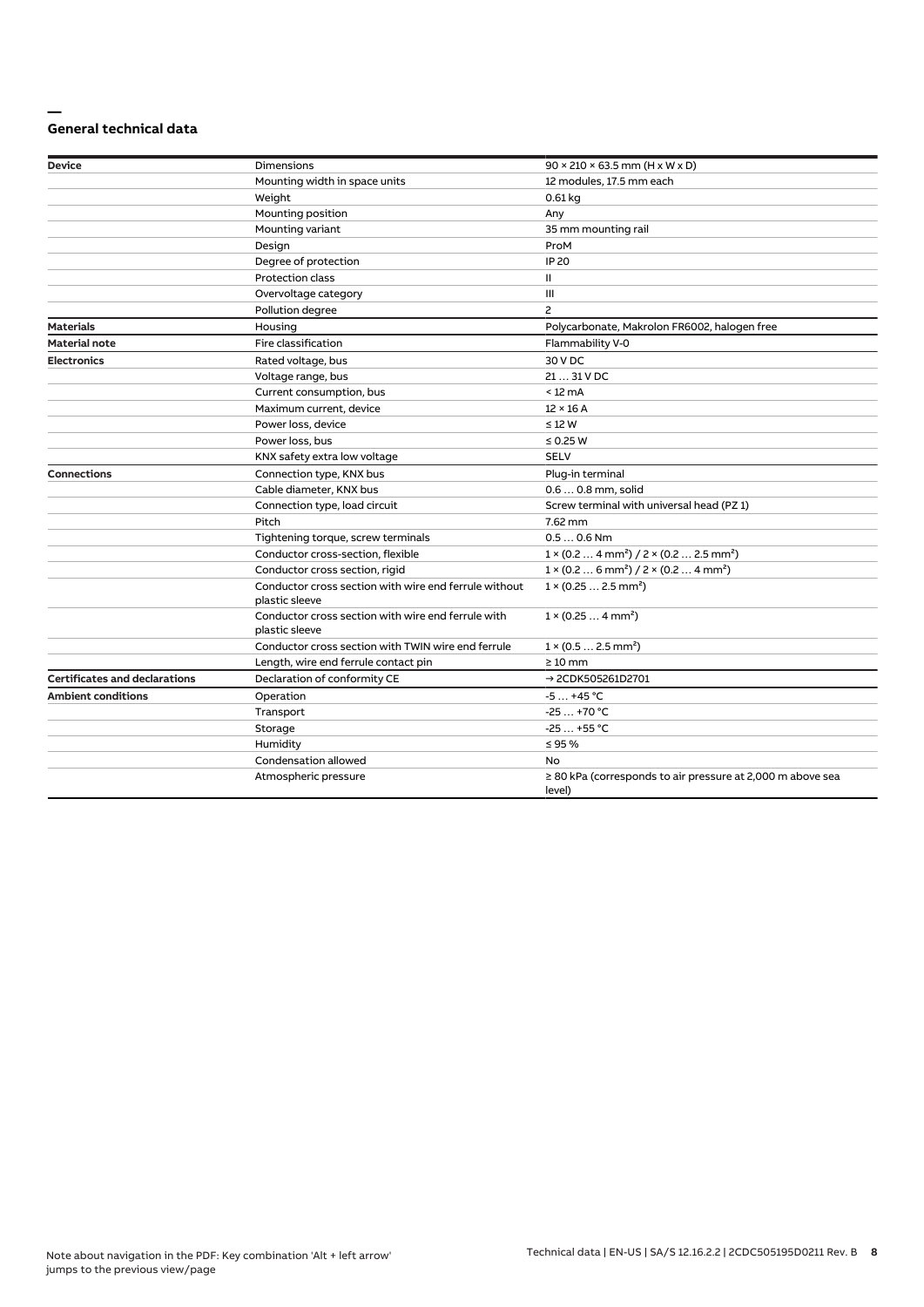## General technical data

| | | |
|---|---|---|
| **Device** | Dimensions | 90 × 210 × 63.5 mm (H x W x D) |
| | Mounting width in space units | 12 modules, 17.5 mm each |
| | Weight | 0.61 kg |
| | Mounting position | Any |
| | Mounting variant | 35 mm mounting rail |
| | Design | ProM |
| | Degree of protection | IP 20 |
| | Protection class | II |
| | Overvoltage category | III |
| | Pollution degree | 2 |
| **Materials** | Housing | Polycarbonate, Makrolon FR6002, halogen free |
| **Material note** | Fire classification | Flammability V-0 |
| **Electronics** | Rated voltage, bus | 30 V DC |
| | Voltage range, bus | 21 … 31 V DC |
| | Current consumption, bus | < 12 mA |
| | Maximum current, device | 12 × 16 A |
| | Power loss, device | ≤ 12 W |
| | Power loss, bus | ≤ 0.25 W |
| | KNX safety extra low voltage | SELV |
| **Connections** | Connection type, KNX bus | Plug-in terminal |
| | Cable diameter, KNX bus | 0.6 … 0.8 mm, solid |
| | Connection type, load circuit | Screw terminal with universal head (PZ 1) |
| | Pitch | 7.62 mm |
| | Tightening torque, screw terminals | 0.5 … 0.6 Nm |
| | Conductor cross-section, flexible | 1 × (0.2 … 4 mm²) / 2 × (0.2 … 2.5 mm²) |
| | Conductor cross section, rigid | 1 × (0.2 … 6 mm²) / 2 × (0.2 … 4 mm²) |
| | Conductor cross section with wire end ferrule without plastic sleeve | 1 × (0.25 … 2.5 mm²) |
| | Conductor cross section with wire end ferrule with plastic sleeve | 1 × (0.25 … 4 mm²) |
| | Conductor cross section with TWIN wire end ferrule | 1 × (0.5 … 2.5 mm²) |
| | Length, wire end ferrule contact pin | ≥ 10 mm |
| **Certificates and declarations** | Declaration of conformity CE | → 2CDK505261D2701 |
| **Ambient conditions** | Operation | -5 … +45 °C |
| | Transport | -25 … +70 °C |
| | Storage | -25 … +55 °C |
| | Humidity | ≤ 95 % |
| | Condensation allowed | No |
| | Atmospheric pressure | ≥ 80 kPa (corresponds to air pressure at 2,000 m above sea level) |

Note about navigation in the PDF: Key combination 'Alt + left arrow' jumps to the previous view/page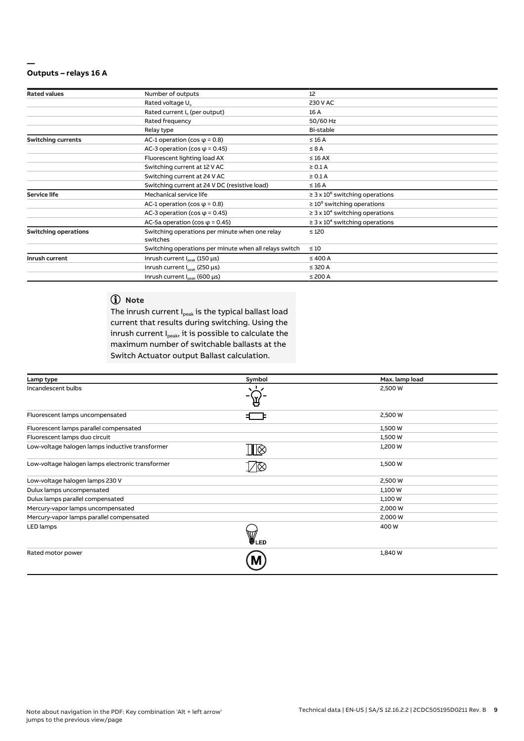## Outputs – relays 16 A

| | | |
|---|---|---|
| **Rated values** | Number of outputs | 12 |
| | Rated voltage $U_n$ | 230 V AC |
| | Rated current $I_n$ (per output) | 16 A |
| | Rated frequency | 50/60 Hz |
| | Relay type | Bi-stable |
| **Switching currents** | AC-1 operation (cos φ = 0.8) | ≤ 16 A |
| | AC-3 operation (cos φ = 0.45) | ≤ 8 A |
| | Fluorescent lighting load AX | ≤ 16 AX |
| | Switching current at 12 V AC | ≥ 0.1 A |
| | Switching current at 24 V AC | ≥ 0.1 A |
| | Switching current at 24 V DC (resistive load) | ≤ 16 A |
| **Service life** | Mechanical service life | ≥ 3 x $10^6$ switching operations |
| | AC-1 operation (cos φ = 0.8) | ≥ $10^5$ switching operations |
| | AC-3 operation (cos φ = 0.45) | ≥ 3 x $10^4$ switching operations |
| | AC-5a operation (cos φ = 0.45) | ≥ 3 x $10^4$ switching operations |
| **Switching operations** | Switching operations per minute when one relay switches | ≤ 120 |
| | Switching operations per minute when all relays switch | ≤ 10 |
| **Inrush current** | Inrush current $I_{peak}$ (150 µs) | ≤ 400 A |
| | Inrush current $I_{peak}$ (250 µs) | ≤ 320 A |
| | Inrush current $I_{peak}$ (600 µs) | ≤ 200 A |

**Note**

The inrush current $I_{peak}$ is the typical ballast load current that results during switching. Using the inrush current $I_{peak}$, it is possible to calculate the maximum number of switchable ballasts at the Switch Actuator output Ballast calculation.

| Lamp type | Symbol | Max. lamp load |
|---|---|---|
| Incandescent bulbs | | 2,500 W |
| Fluorescent lamps uncompensated | | 2,500 W |
| Fluorescent lamps parallel compensated | | 1,500 W |
| Fluorescent lamps duo circuit | | 1,500 W |
| Low-voltage halogen lamps inductive transformer | | 1,200 W |
| Low-voltage halogen lamps electronic transformer | | 1,500 W |
| Low-voltage halogen lamps 230 V | | 2,500 W |
| Dulux lamps uncompensated | | 1,100 W |
| Dulux lamps parallel compensated | | 1,100 W |
| Mercury-vapor lamps uncompensated | | 2,000 W |
| Mercury-vapor lamps parallel compensated | | 2,000 W |
| LED lamps | LED | 400 W |
| Rated motor power | M | 1,840 W |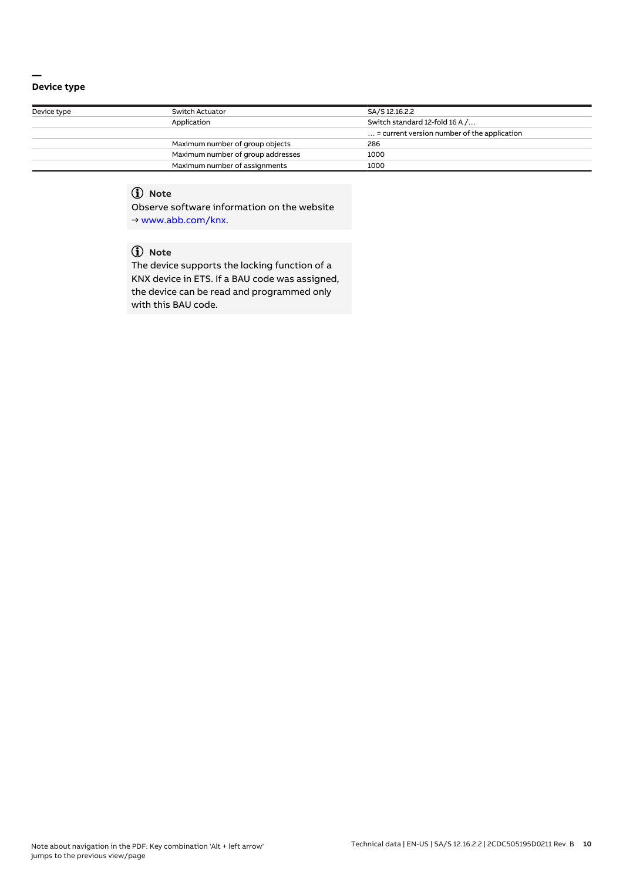## Device type

| Device type | Switch Actuator | SA/S 12.16.2.2 |
|---|---|---|
| | Application | Switch standard 12-fold 16 A /… |
| | | … = current version number of the application |
| | Maximum number of group objects | 286 |
| | Maximum number of group addresses | 1000 |
| | Maximum number of assignments | 1000 |

**Note**

Observe software information on the website
→ www.abb.com/knx.

**Note**

The device supports the locking function of a KNX device in ETS. If a BAU code was assigned, the device can be read and programmed only with this BAU code.

Note about navigation in the PDF: Key combination 'Alt + left arrow' jumps to the previous view/page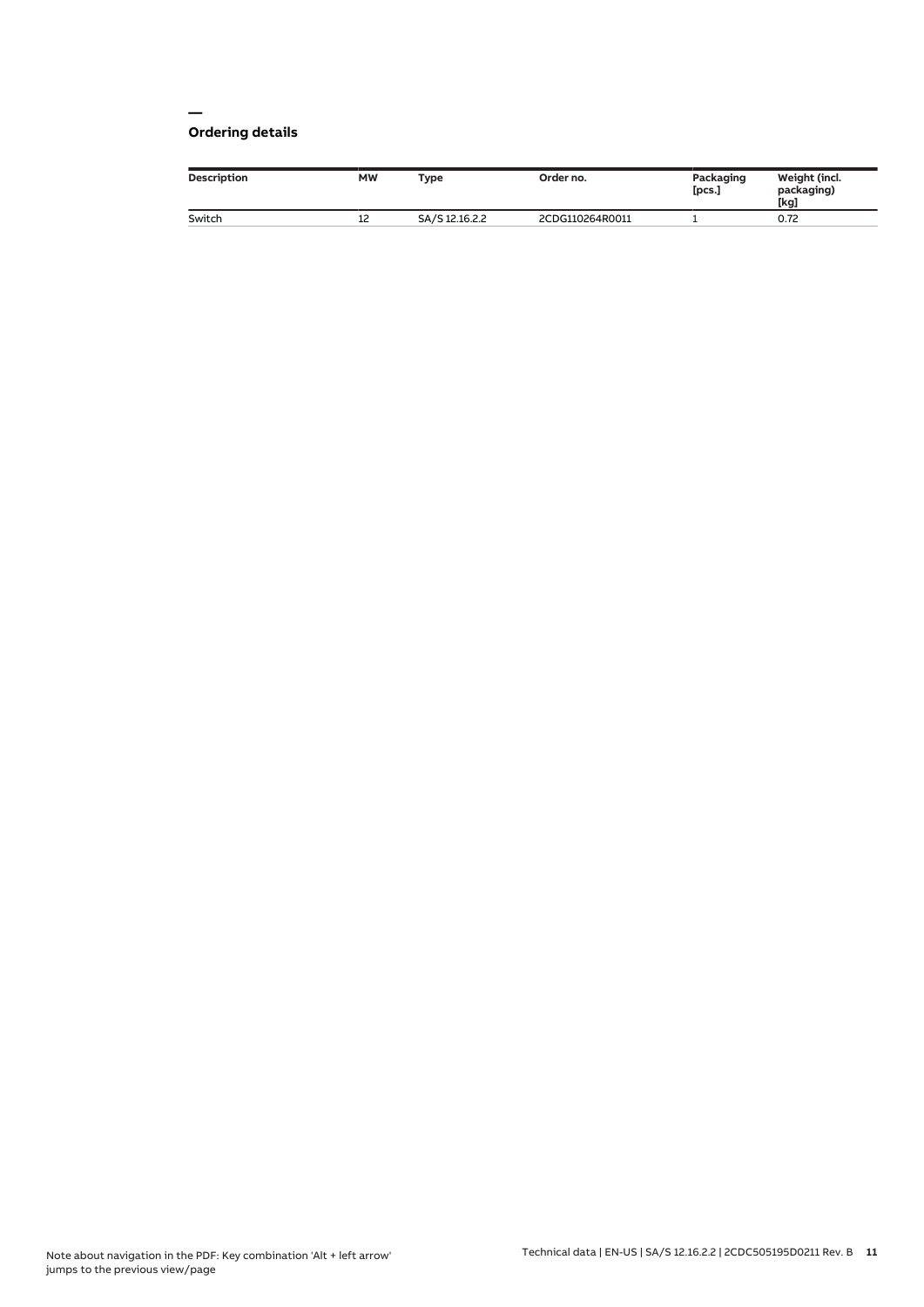## Ordering details

| Description | MW | Type | Order no. | Packaging [pcs.] | Weight (incl. packaging) [kg] |
|---|---|---|---|---|---|
| Switch | 12 | SA/S 12.16.2.2 | 2CDG110264R0011 | 1 | 0.72 |

Note about navigation in the PDF: Key combination 'Alt + left arrow' jumps to the previous view/page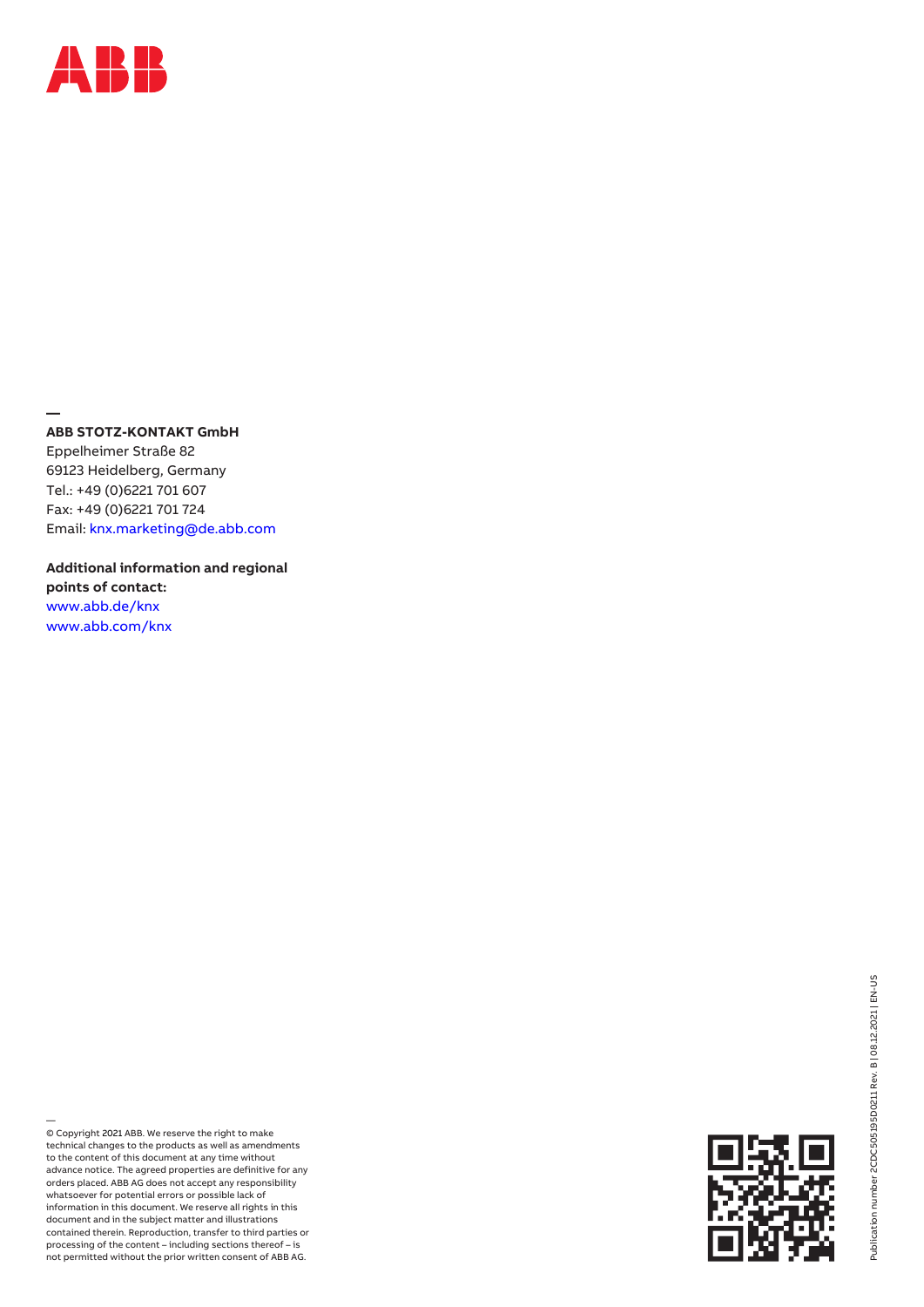—

**ABB STOTZ-KONTAKT GmbH**
Eppelheimer Straße 82
69123 Heidelberg, Germany
Tel.: +49 (0)6221 701 607
Fax: +49 (0)6221 701 724
Email: knx.marketing@de.abb.com

**Additional information and regional points of contact:**
www.abb.de/knx
www.abb.com/knx

—
© Copyright 2021 ABB. We reserve the right to make technical changes to the products as well as amendments to the content of this document at any time without advance notice. The agreed properties are definitive for any orders placed. ABB AG does not accept any responsibility whatsoever for potential errors or possible lack of information in this document. We reserve all rights in this document and in the subject matter and illustrations contained therein. Reproduction, transfer to third parties or processing of the content – including sections thereof – is not permitted without the prior written consent of ABB AG.

Publication number 2CDC505195D0211 Rev. B | 08.12.2021 | EN-US